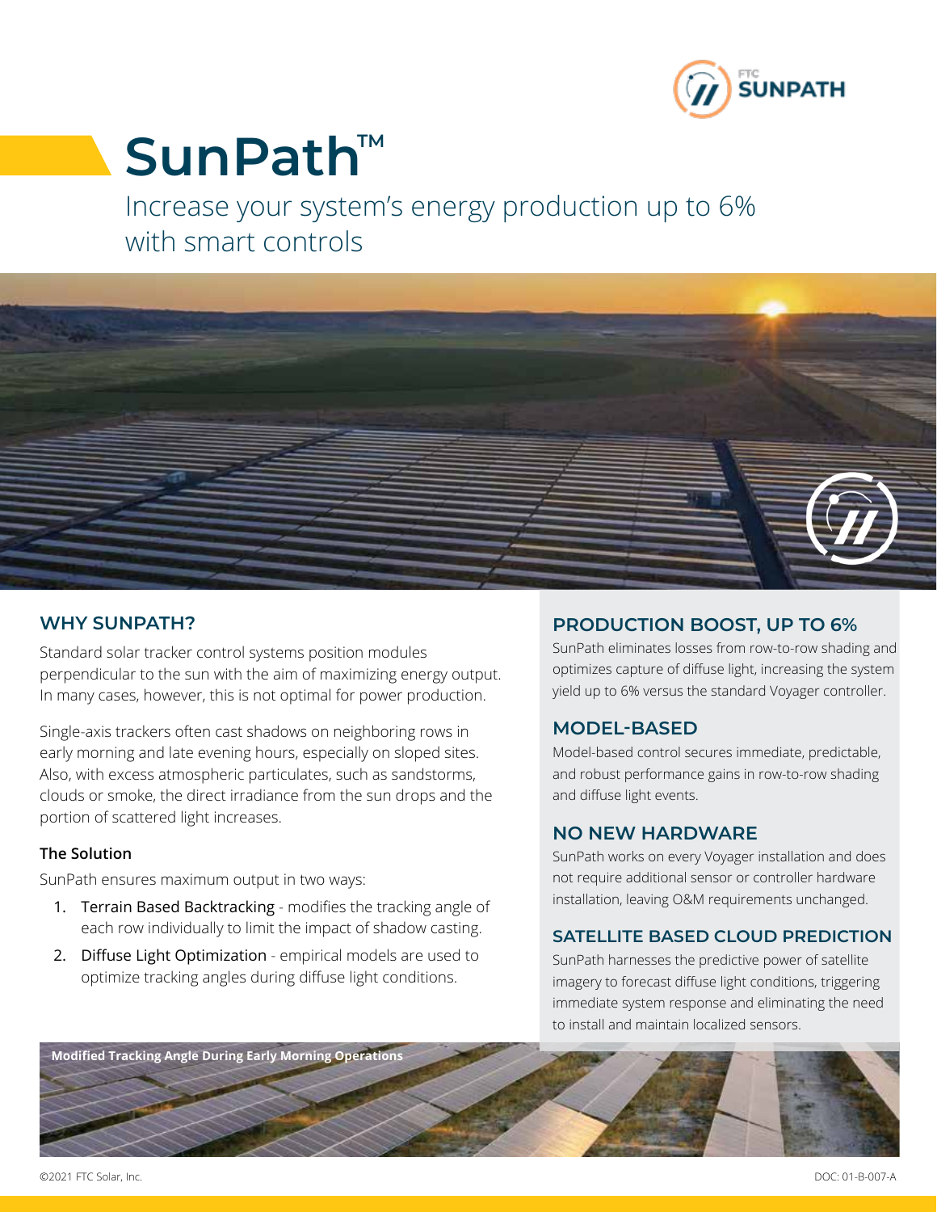# SunPath™

Increase your system's energy production up to 6% with smart controls

## WHY SUNPATH?

Standard solar tracker control systems position modules perpendicular to the sun with the aim of maximizing energy output. In many cases, however, this is not optimal for power production.

Single-axis trackers often cast shadows on neighboring rows in early morning and late evening hours, especially on sloped sites. Also, with excess atmospheric particulates, such as sandstorms, clouds or smoke, the direct irradiance from the sun drops and the portion of scattered light increases.

### The Solution

SunPath ensures maximum output in two ways:

1. Terrain Based Backtracking - modifies the tracking angle of each row individually to limit the impact of shadow casting.
2. Diffuse Light Optimization - empirical models are used to optimize tracking angles during diffuse light conditions.

## PRODUCTION BOOST, UP TO 6%

SunPath eliminates losses from row-to-row shading and optimizes capture of diffuse light, increasing the system yield up to 6% versus the standard Voyager controller.

## MODEL-BASED

Model-based control secures immediate, predictable, and robust performance gains in row-to-row shading and diffuse light events.

## NO NEW HARDWARE

SunPath works on every Voyager installation and does not require additional sensor or controller hardware installation, leaving O&M requirements unchanged.

## SATELLITE BASED CLOUD PREDICTION

SunPath harnesses the predictive power of satellite imagery to forecast diffuse light conditions, triggering immediate system response and eliminating the need to install and maintain localized sensors.

Modified Tracking Angle During Early Morning Operations

©2021 FTC Solar, Inc.

DOC: 01-B-007-A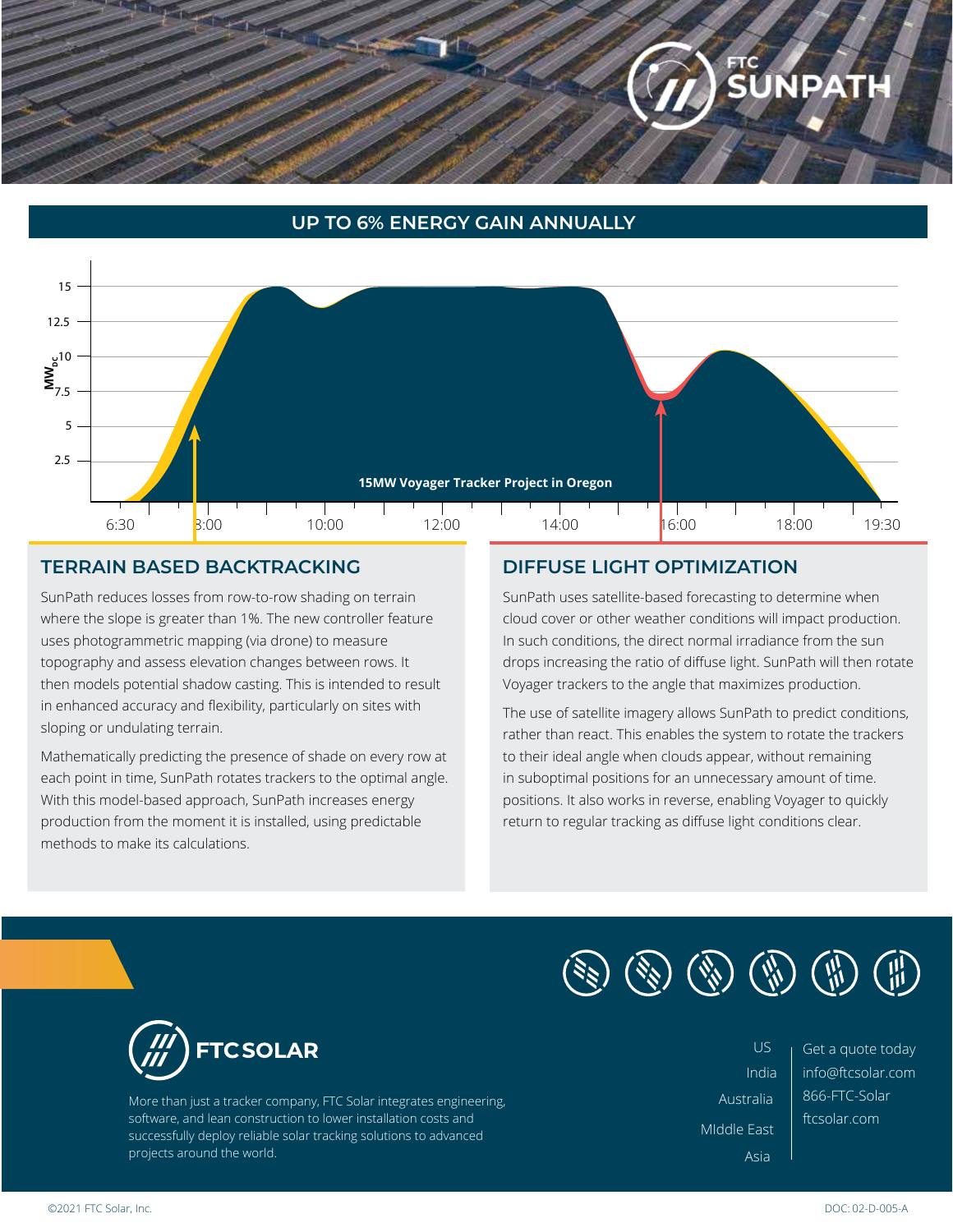FTC SUNPATH

## UP TO 6% ENERGY GAIN ANNUALLY

15
12.5
$MW_{DC}$ 10
7.5
5
2.5

15MW Voyager Tracker Project in Oregon

6:30
8:00
10:00
12:00
14:00
16:00
18:00
19:30

### TERRAIN BASED BACKTRACKING

SunPath reduces losses from row-to-row shading on terrain where the slope is greater than 1%. The new controller feature uses photogrammetric mapping (via drone) to measure topography and assess elevation changes between rows. It then models potential shadow casting. This is intended to result in enhanced accuracy and flexibility, particularly on sites with sloping or undulating terrain.

Mathematically predicting the presence of shade on every row at each point in time, SunPath rotates trackers to the optimal angle. With this model-based approach, SunPath increases energy production from the moment it is installed, using predictable methods to make its calculations.

### DIFFUSE LIGHT OPTIMIZATION

SunPath uses satellite-based forecasting to determine when cloud cover or other weather conditions will impact production. In such conditions, the direct normal irradiance from the sun drops increasing the ratio of diffuse light. SunPath will then rotate Voyager trackers to the angle that maximizes production.

The use of satellite imagery allows SunPath to predict conditions, rather than react. This enables the system to rotate the trackers to their ideal angle when clouds appear, without remaining in suboptimal positions for an unnecessary amount of time. positions. It also works in reverse, enabling Voyager to quickly return to regular tracking as diffuse light conditions clear.

FTC SOLAR

More than just a tracker company, FTC Solar integrates engineering, software, and lean construction to lower installation costs and successfully deploy reliable solar tracking solutions to advanced projects around the world.

US
India
Australia
MIddle East
Asia

Get a quote today
info@ftcsolar.com
866-FTC-Solar
ftcsolar.com

©2021 FTC Solar, Inc.

DOC: 02-D-005-A